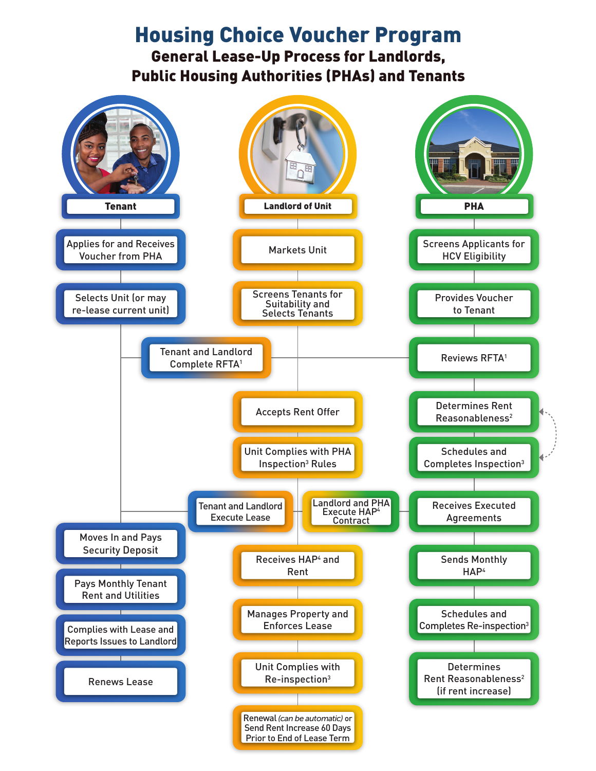# Housing Choice Voucher Program

## General Lease-Up Process for Landlords, Public Housing Authorities (PHAs) and Tenants

### Tenant

- Applies for and Receives Voucher from PHA
- Selects Unit (or may re-lease current unit)
- Tenant and Landlord Complete RFTA[1]
- Tenant and Landlord Execute Lease
- Moves In and Pays Security Deposit
- Pays Monthly Tenant Rent and Utilities
- Complies with Lease and Reports Issues to Landlord
- Renews Lease

### Landlord of Unit

- Markets Unit
- Screens Tenants for Suitability and Selects Tenants
- Tenant and Landlord Complete RFTA[1]
- Accepts Rent Offer
- Unit Complies with PHA Inspection[3] Rules
- Tenant and Landlord Execute Lease
- Landlord and PHA Execute HAP[4] Contract
- Receives HAP[4] and Rent
- Manages Property and Enforces Lease
- Unit Complies with Re-inspection[3]
- Renewal *(can be automatic)* or Send Rent Increase 60 Days Prior to End of Lease Term

### PHA

- Screens Applicants for HCV Eligibility
- Provides Voucher to Tenant
- Reviews RFTA[1]
- Determines Rent Reasonableness[2]
- Schedules and Completes Inspection[3]
- Landlord and PHA Execute HAP[4] Contract
- Receives Executed Agreements
- Sends Monthly HAP[4]
- Schedules and Completes Re-inspection[3]
- Determines Rent Reasonableness[2] (if rent increase)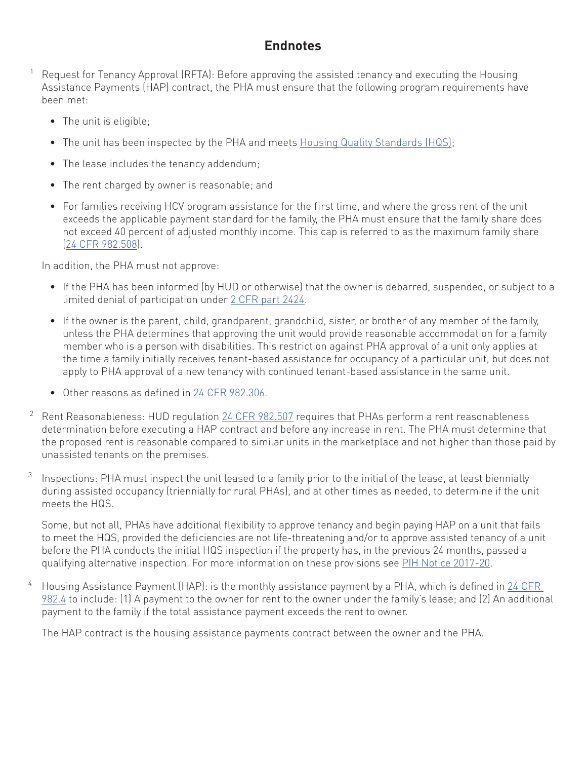## Endnotes

[1] Request for Tenancy Approval (RFTA): Before approving the assisted tenancy and executing the Housing Assistance Payments (HAP) contract, the PHA must ensure that the following program requirements have been met:

- The unit is eligible;
- The unit has been inspected by the PHA and meets Housing Quality Standards (HQS);
- The lease includes the tenancy addendum;
- The rent charged by owner is reasonable; and
- For families receiving HCV program assistance for the first time, and where the gross rent of the unit exceeds the applicable payment standard for the family, the PHA must ensure that the family share does not exceed 40 percent of adjusted monthly income. This cap is referred to as the maximum family share (24 CFR 982.508).

In addition, the PHA must not approve:

- If the PHA has been informed (by HUD or otherwise) that the owner is debarred, suspended, or subject to a limited denial of participation under 2 CFR part 2424.
- If the owner is the parent, child, grandparent, grandchild, sister, or brother of any member of the family, unless the PHA determines that approving the unit would provide reasonable accommodation for a family member who is a person with disabilities. This restriction against PHA approval of a unit only applies at the time a family initially receives tenant-based assistance for occupancy of a particular unit, but does not apply to PHA approval of a new tenancy with continued tenant-based assistance in the same unit.
- Other reasons as defined in 24 CFR 982.306.

[2] Rent Reasonableness: HUD regulation 24 CFR 982.507 requires that PHAs perform a rent reasonableness determination before executing a HAP contract and before any increase in rent. The PHA must determine that the proposed rent is reasonable compared to similar units in the marketplace and not higher than those paid by unassisted tenants on the premises.

[3] Inspections: PHA must inspect the unit leased to a family prior to the initial of the lease, at least biennially during assisted occupancy (triennially for rural PHAs), and at other times as needed, to determine if the unit meets the HQS.

Some, but not all, PHAs have additional flexibility to approve tenancy and begin paying HAP on a unit that fails to meet the HQS, provided the deficiencies are not life-threatening and/or to approve assisted tenancy of a unit before the PHA conducts the initial HQS inspection if the property has, in the previous 24 months, passed a qualifying alternative inspection. For more information on these provisions see PIH Notice 2017-20.

[4] Housing Assistance Payment (HAP): is the monthly assistance payment by a PHA, which is defined in 24 CFR 982.4 to include: (1) A payment to the owner for rent to the owner under the family's lease; and (2) An additional payment to the family if the total assistance payment exceeds the rent to owner.

The HAP contract is the housing assistance payments contract between the owner and the PHA.